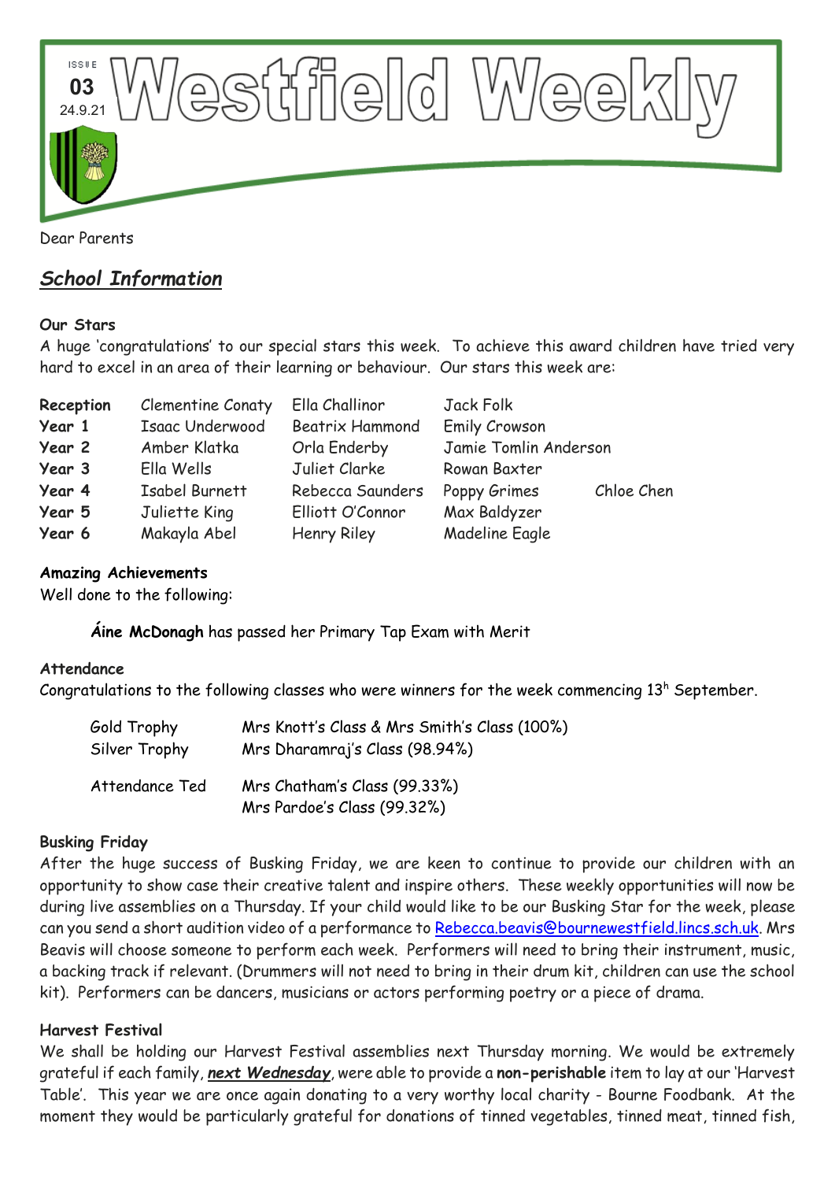ISSUE **03** 24.9.21

# Westfield Weekly

Dear Parents

## ***School Information***

**Our Stars**

A huge 'congratulations' to our special stars this week. To achieve this award children have tried very hard to excel in an area of their learning or behaviour. Our stars this week are:

| | | | | |
|---|---|---|---|---|
| **Reception** | Clementine Conaty | Ella Challinor | Jack Folk | |
| **Year 1** | Isaac Underwood | Beatrix Hammond | Emily Crowson | |
| **Year 2** | Amber Klatka | Orla Enderby | Jamie Tomlin Anderson | |
| **Year 3** | Ella Wells | Juliet Clarke | Rowan Baxter | |
| **Year 4** | Isabel Burnett | Rebecca Saunders | Poppy Grimes | Chloe Chen |
| **Year 5** | Juliette King | Elliott O'Connor | Max Baldyzer | |
| **Year 6** | Makayla Abel | Henry Riley | Madeline Eagle | |

**Amazing Achievements**

Well done to the following:

**Áine McDonagh** has passed her Primary Tap Exam with Merit

**Attendance**

Congratulations to the following classes who were winners for the week commencing 13h September.

| | |
|---|---|
| Gold Trophy | Mrs Knott's Class & Mrs Smith's Class (100%) |
| Silver Trophy | Mrs Dharamraj's Class (98.94%) |
| Attendance Ted | Mrs Chatham's Class (99.33%) |
| | Mrs Pardoe's Class (99.32%) |

**Busking Friday**

After the huge success of Busking Friday, we are keen to continue to provide our children with an opportunity to show case their creative talent and inspire others. These weekly opportunities will now be during live assemblies on a Thursday. If your child would like to be our Busking Star for the week, please can you send a short audition video of a performance to Rebecca.beavis@bournewestfield.lincs.sch.uk. Mrs Beavis will choose someone to perform each week. Performers will need to bring their instrument, music, a backing track if relevant. (Drummers will not need to bring in their drum kit, children can use the school kit). Performers can be dancers, musicians or actors performing poetry or a piece of drama.

**Harvest Festival**

We shall be holding our Harvest Festival assemblies next Thursday morning. We would be extremely grateful if each family, ***next Wednesday***, were able to provide a **non-perishable** item to lay at our 'Harvest Table'. This year we are once again donating to a very worthy local charity - Bourne Foodbank. At the moment they would be particularly grateful for donations of tinned vegetables, tinned meat, tinned fish,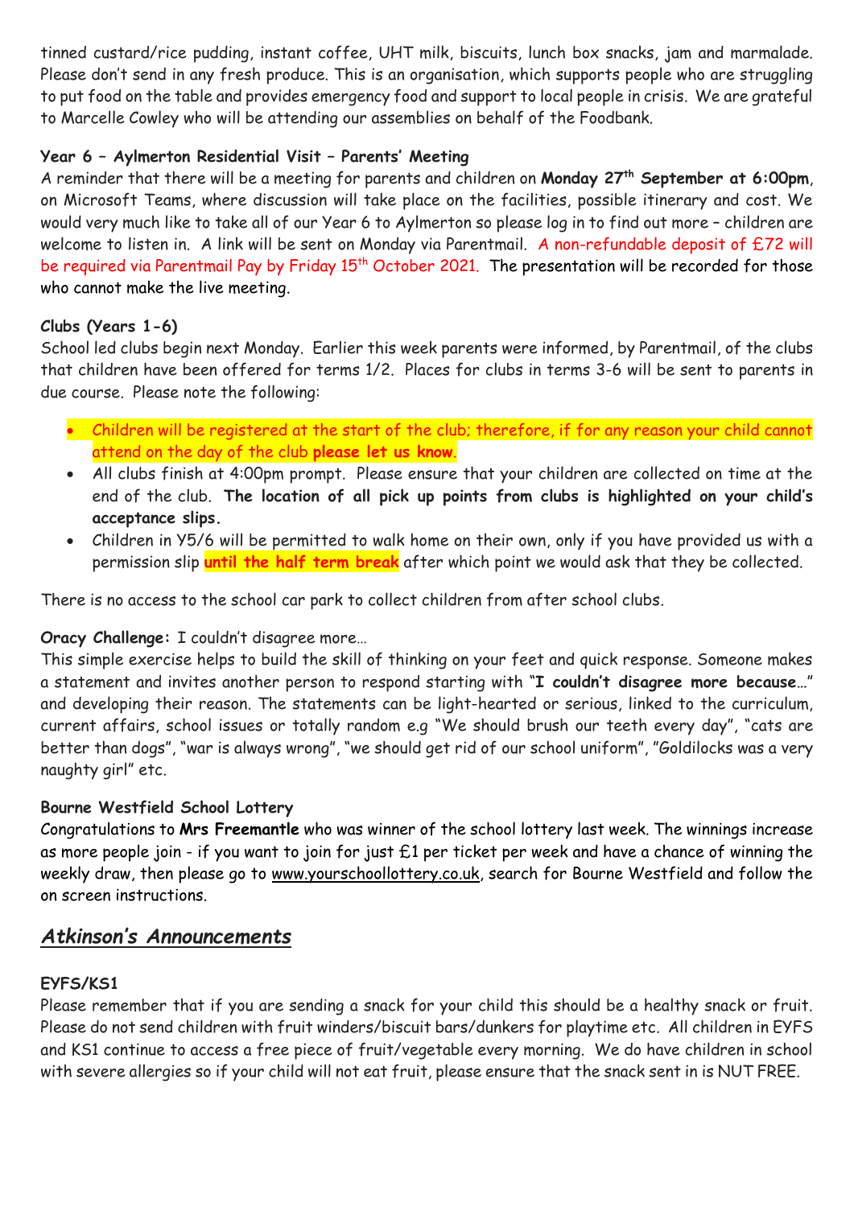tinned custard/rice pudding, instant coffee, UHT milk, biscuits, lunch box snacks, jam and marmalade. Please don't send in any fresh produce. This is an organisation, which supports people who are struggling to put food on the table and provides emergency food and support to local people in crisis. We are grateful to Marcelle Cowley who will be attending our assemblies on behalf of the Foodbank.

**Year 6 – Aylmerton Residential Visit – Parents' Meeting**

A reminder that there will be a meeting for parents and children on **Monday 27th September at 6:00pm**, on Microsoft Teams, where discussion will take place on the facilities, possible itinerary and cost. We would very much like to take all of our Year 6 to Aylmerton so please log in to find out more – children are welcome to listen in. A link will be sent on Monday via Parentmail. A non-refundable deposit of £72 will be required via Parentmail Pay by Friday 15th October 2021. The presentation will be recorded for those who cannot make the live meeting.

**Clubs (Years 1-6)**

School led clubs begin next Monday. Earlier this week parents were informed, by Parentmail, of the clubs that children have been offered for terms 1/2. Places for clubs in terms 3-6 will be sent to parents in due course. Please note the following:

- Children will be registered at the start of the club; therefore, if for any reason your child cannot attend on the day of the club **please let us know**.
- All clubs finish at 4:00pm prompt. Please ensure that your children are collected on time at the end of the club. **The location of all pick up points from clubs is highlighted on your child's acceptance slips.**
- Children in Y5/6 will be permitted to walk home on their own, only if you have provided us with a permission slip **until the half term break** after which point we would ask that they be collected.

There is no access to the school car park to collect children from after school clubs.

**Oracy Challenge:** I couldn't disagree more…

This simple exercise helps to build the skill of thinking on your feet and quick response. Someone makes a statement and invites another person to respond starting with "**I couldn't disagree more because…**" and developing their reason. The statements can be light-hearted or serious, linked to the curriculum, current affairs, school issues or totally random e.g "We should brush our teeth every day", "cats are better than dogs", "war is always wrong", "we should get rid of our school uniform", "Goldilocks was a very naughty girl" etc.

**Bourne Westfield School Lottery**

Congratulations to **Mrs Freemantle** who was winner of the school lottery last week. The winnings increase as more people join - if you want to join for just £1 per ticket per week and have a chance of winning the weekly draw, then please go to www.yourschoollottery.co.uk, search for Bourne Westfield and follow the on screen instructions.

## *Atkinson's Announcements*

**EYFS/KS1**

Please remember that if you are sending a snack for your child this should be a healthy snack or fruit. Please do not send children with fruit winders/biscuit bars/dunkers for playtime etc. All children in EYFS and KS1 continue to access a free piece of fruit/vegetable every morning. We do have children in school with severe allergies so if your child will not eat fruit, please ensure that the snack sent in is NUT FREE.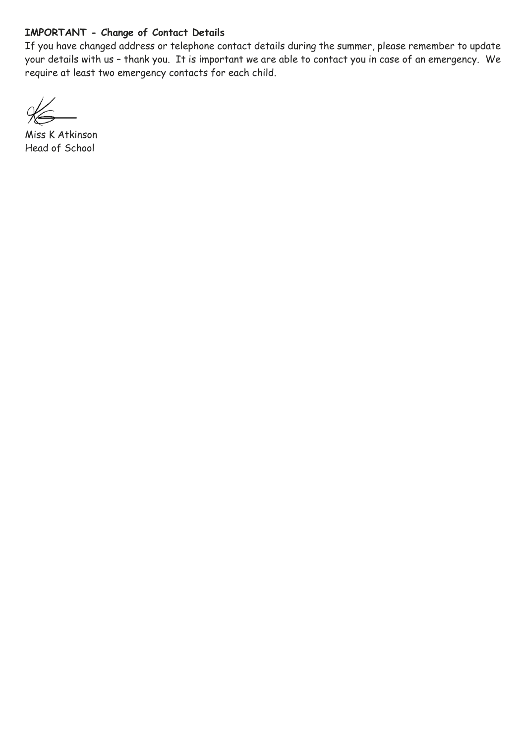**IMPORTANT - Change of Contact Details**

If you have changed address or telephone contact details during the summer, please remember to update your details with us – thank you. It is important we are able to contact you in case of an emergency. We require at least two emergency contacts for each child.

Miss K Atkinson
Head of School